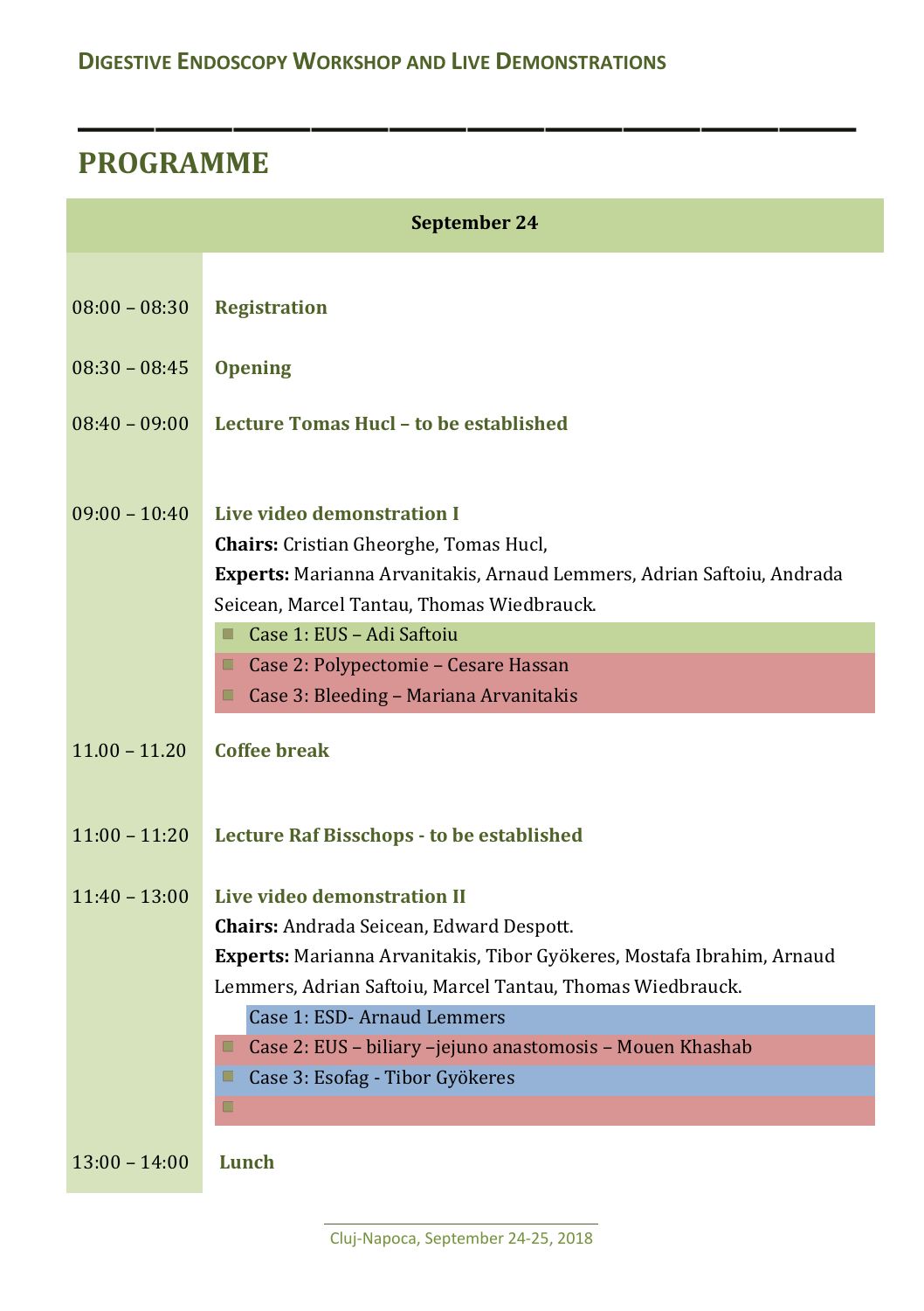## Digestive Endoscopy Workshop and Live Demonstrations

# PROGRAMME

| September 24 | |
|---|---|
| 08:00 – 08:30 | **Registration** |
| 08:30 – 08:45 | **Opening** |
| 08:40 – 09:00 | **Lecture Tomas Hucl – to be established** |
| 09:00 – 10:40 | **Live video demonstration I**<br>**Chairs:** Cristian Gheorghe, Tomas Hucl,<br>**Experts:** Marianna Arvanitakis, Arnaud Lemmers, Adrian Saftoiu, Andrada Seicean, Marcel Tantau, Thomas Wiedbrauck.<br>- Case 1: EUS – Adi Saftoiu<br>- Case 2: Polypectomie – Cesare Hassan<br>- Case 3: Bleeding – Mariana Arvanitakis |
| 11.00 – 11.20 | **Coffee break** |
| 11:00 – 11:20 | **Lecture Raf Bisschops - to be established** |
| 11:40 – 13:00 | **Live video demonstration II**<br>**Chairs:** Andrada Seicean, Edward Despott.<br>**Experts:** Marianna Arvanitakis, Tibor Gyökeres, Mostafa Ibrahim, Arnaud Lemmers, Adrian Saftoiu, Marcel Tantau, Thomas Wiedbrauck.<br>Case 1: ESD- Arnaud Lemmers<br>- Case 2: EUS – biliary –jejuno anastomosis – Mouen Khashab<br>- Case 3: Esofag - Tibor Gyökeres<br>- |
| 13:00 – 14:00 | **Lunch** |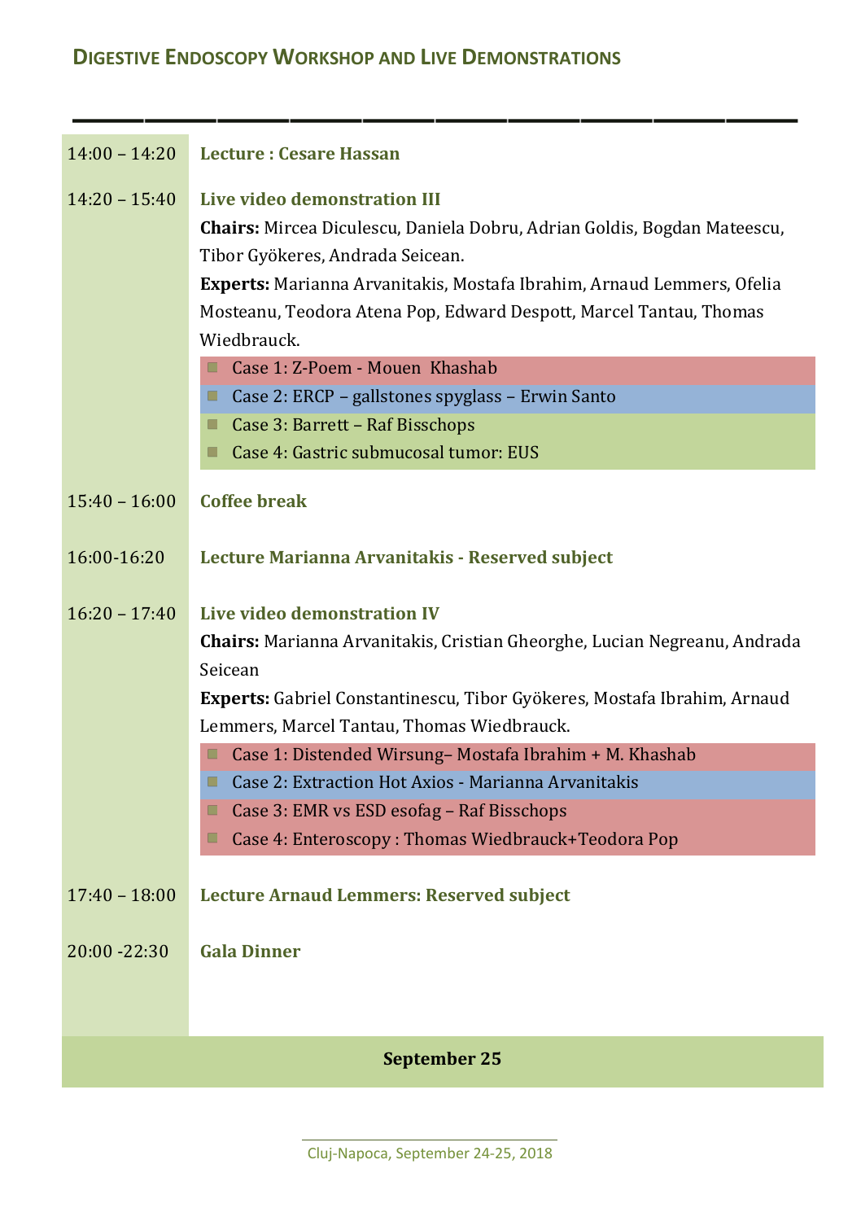| | |
|---|---|
| 14:00 – 14:20 | **Lecture : Cesare Hassan** |
| 14:20 – 15:40 | **Live video demonstration III**<br>**Chairs:** Mircea Diculescu, Daniela Dobru, Adrian Goldis, Bogdan Mateescu, Tibor Györkeres, Andrada Seicean.<br>**Experts:** Marianna Arvanitakis, Mostafa Ibrahim, Arnaud Lemmers, Ofelia Mosteanu, Teodora Atena Pop, Edward Despott, Marcel Tantau, Thomas Wiedbrauck.<br>- Case 1: Z-Poem - Mouen Khashab<br>- Case 2: ERCP – gallstones spyglass – Erwin Santo<br>- Case 3: Barrett – Raf Bisschops<br>- Case 4: Gastric submucosal tumor: EUS |
| 15:40 – 16:00 | **Coffee break** |
| 16:00-16:20 | **Lecture Marianna Arvanitakis - Reserved subject** |
| 16:20 – 17:40 | **Live video demonstration IV**<br>**Chairs:** Marianna Arvanitakis, Cristian Gheorghe, Lucian Negreanu, Andrada Seicean<br>**Experts:** Gabriel Constantinescu, Tibor Györkeres, Mostafa Ibrahim, Arnaud Lemmers, Marcel Tantau, Thomas Wiedbrauck.<br>- Case 1: Distended Wirsung– Mostafa Ibrahim + M. Khashab<br>- Case 2: Extraction Hot Axios - Marianna Arvanitakis<br>- Case 3: EMR vs ESD esofag – Raf Bisschops<br>- Case 4: Enteroscopy : Thomas Wiedbrauck+Teodora Pop |
| 17:40 – 18:00 | **Lecture Arnaud Lemmers: Reserved subject** |
| 20:00 -22:30 | **Gala Dinner** |

**September 25**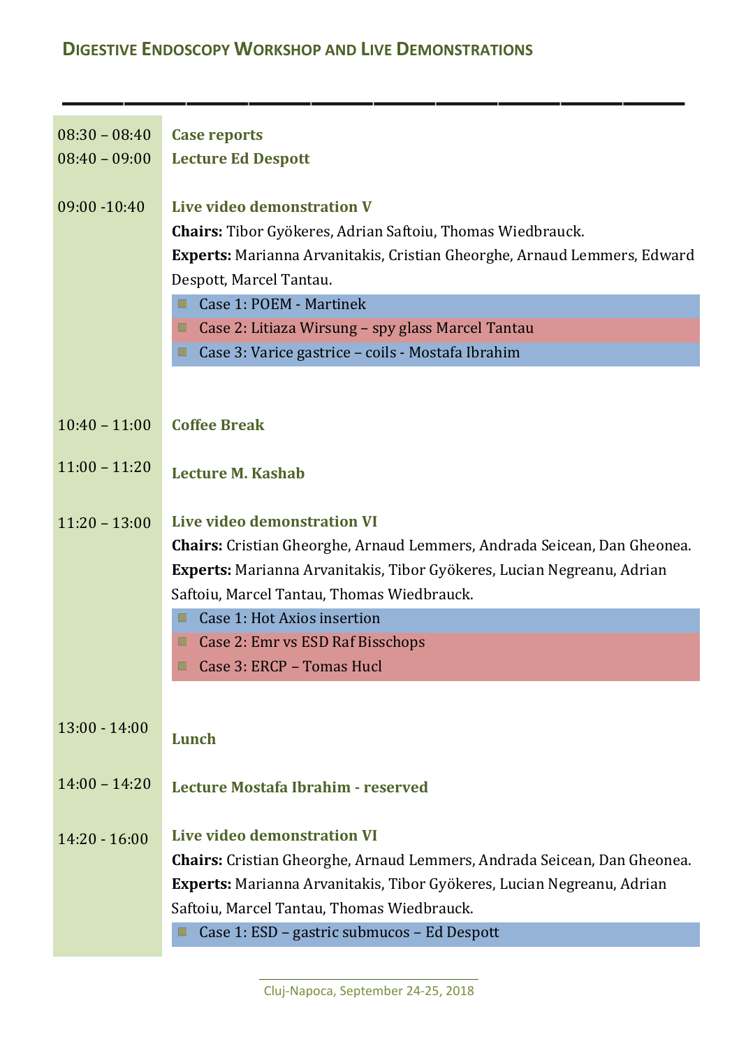## Digestive Endoscopy Workshop and Live Demonstrations

| Time | Program |
|---|---|
| 08:30 – 08:40 | **Case reports** |
| 08:40 – 09:00 | **Lecture Ed Despott** |
| 09:00 -10:40 | **Live video demonstration V**<br>**Chairs:** Tibor Gyökeres, Adrian Saftoiu, Thomas Wiedbrauck.<br>**Experts:** Marianna Arvanitakis, Cristian Gheorghe, Arnaud Lemmers, Edward Despott, Marcel Tantau.<br>- Case 1: POEM - Martinek<br>- Case 2: Litiaza Wirsung – spy glass Marcel Tantau<br>- Case 3: Varice gastrice – coils - Mostafa Ibrahim |
| 10:40 – 11:00 | **Coffee Break** |
| 11:00 – 11:20 | **Lecture M. Kashab** |
| 11:20 – 13:00 | **Live video demonstration VI**<br>**Chairs:** Cristian Gheorghe, Arnaud Lemmers, Andrada Seicean, Dan Gheonea.<br>**Experts:** Marianna Arvanitakis, Tibor Gyökeres, Lucian Negreanu, Adrian Saftoiu, Marcel Tantau, Thomas Wiedbrauck.<br>- Case 1: Hot Axios insertion<br>- Case 2: Emr vs ESD Raf Bisschops<br>- Case 3: ERCP – Tomas Hucl |
| 13:00 - 14:00 | **Lunch** |
| 14:00 – 14:20 | **Lecture Mostafa Ibrahim - reserved** |
| 14:20 - 16:00 | **Live video demonstration VI**<br>**Chairs:** Cristian Gheorghe, Arnaud Lemmers, Andrada Seicean, Dan Gheonea.<br>**Experts:** Marianna Arvanitakis, Tibor Gyökeres, Lucian Negreanu, Adrian Saftoiu, Marcel Tantau, Thomas Wiedbrauck.<br>- Case 1: ESD – gastric submucos – Ed Despott |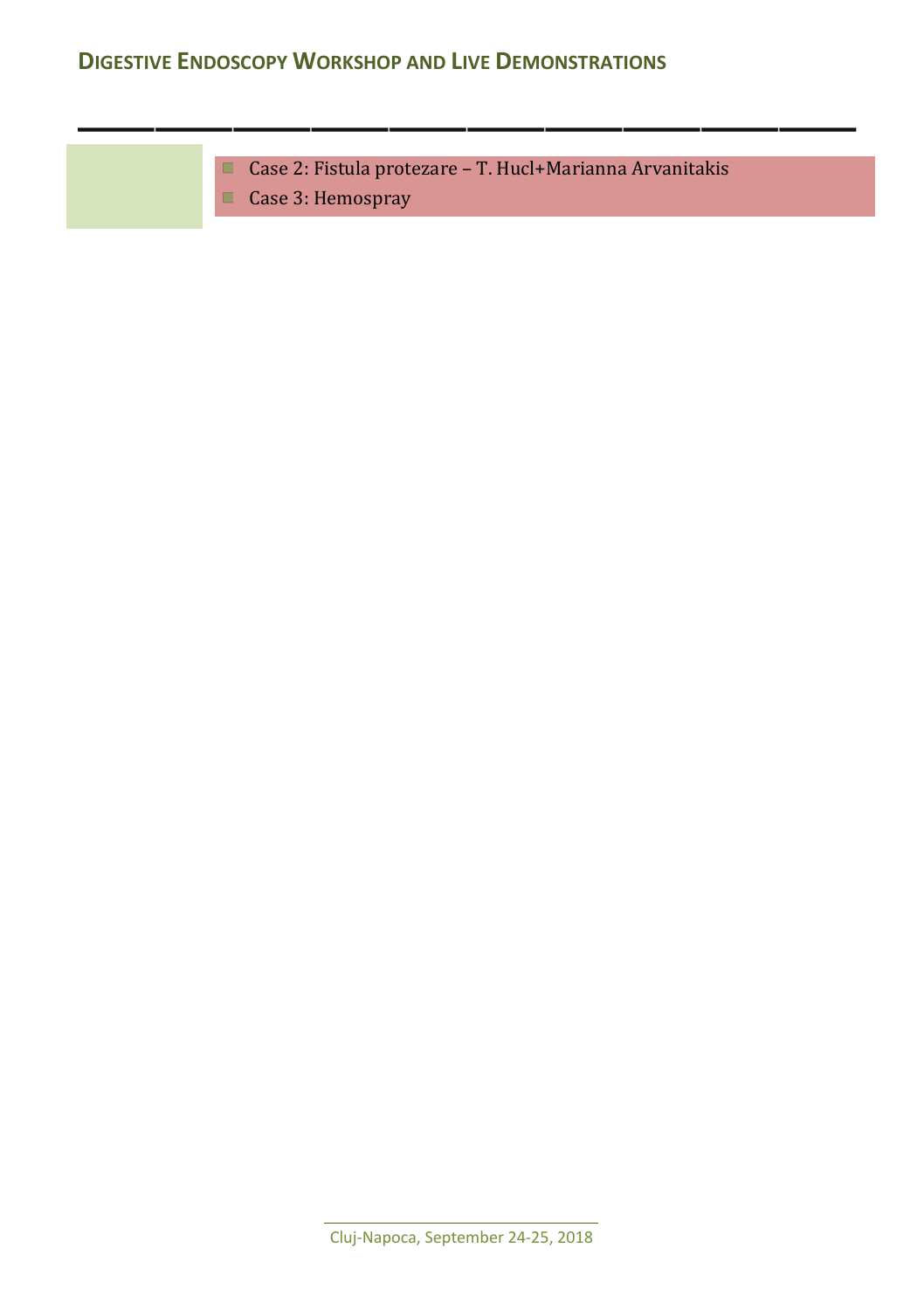- Case 2: Fistula protezare – T. Hucl+Marianna Arvanitakis
- Case 3: Hemospray